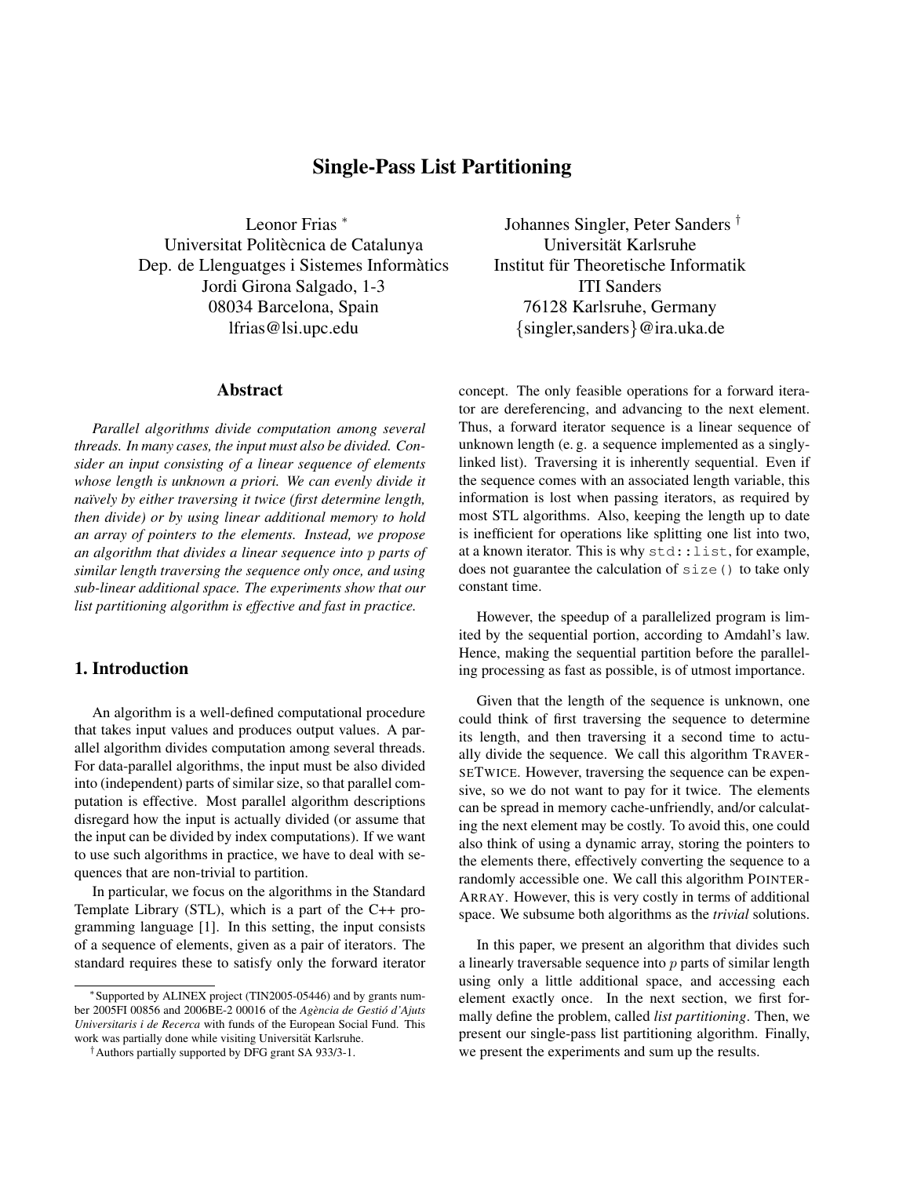# Single-Pass List Partitioning

Leonor Frias [*]
Universitat Politècnica de Catalunya
Dep. de Llenguatges i Sistemes Informàtics
Jordi Girona Salgado, 1-3
08034 Barcelona, Spain
lfrias@lsi.upc.edu

Johannes Singler, Peter Sanders [†]
Universität Karlsruhe
Institut für Theoretische Informatik
ITI Sanders
76128 Karlsruhe, Germany
{singler,sanders}@ira.uka.de

## Abstract

*Parallel algorithms divide computation among several threads. In many cases, the input must also be divided. Consider an input consisting of a linear sequence of elements whose length is unknown a priori. We can evenly divide it naïvely by either traversing it twice (first determine length, then divide) or by using linear additional memory to hold an array of pointers to the elements. Instead, we propose an algorithm that divides a linear sequence into p parts of similar length traversing the sequence only once, and using sub-linear additional space. The experiments show that our list partitioning algorithm is effective and fast in practice.*

## 1. Introduction

An algorithm is a well-defined computational procedure that takes input values and produces output values. A parallel algorithm divides computation among several threads. For data-parallel algorithms, the input must be also divided into (independent) parts of similar size, so that parallel computation is effective. Most parallel algorithm descriptions disregard how the input is actually divided (or assume that the input can be divided by index computations). If we want to use such algorithms in practice, we have to deal with sequences that are non-trivial to partition.

In particular, we focus on the algorithms in the Standard Template Library (STL), which is a part of the C++ programming language [1]. In this setting, the input consists of a sequence of elements, given as a pair of iterators. The standard requires these to satisfy only the forward iterator concept. The only feasible operations for a forward iterator are dereferencing, and advancing to the next element. Thus, a forward iterator sequence is a linear sequence of unknown length (e. g. a sequence implemented as a singly-linked list). Traversing it is inherently sequential. Even if the sequence comes with an associated length variable, this information is lost when passing iterators, as required by most STL algorithms. Also, keeping the length up to date is inefficient for operations like splitting one list into two, at a known iterator. This is why `std::list`, for example, does not guarantee the calculation of `size()` to take only constant time.

However, the speedup of a parallelized program is limited by the sequential portion, according to Amdahl's law. Hence, making the sequential partition before the paralleling processing as fast as possible, is of utmost importance.

Given that the length of the sequence is unknown, one could think of first traversing the sequence to determine its length, and then traversing it a second time to actually divide the sequence. We call this algorithm TRAVERSETWICE. However, traversing the sequence can be expensive, so we do not want to pay for it twice. The elements can be spread in memory cache-unfriendly, and/or calculating the next element may be costly. To avoid this, one could also think of using a dynamic array, storing the pointers to the elements there, effectively converting the sequence to a randomly accessible one. We call this algorithm POINTERARRAY. However, this is very costly in terms of additional space. We subsume both algorithms as the *trivial* solutions.

In this paper, we present an algorithm that divides such a linearly traversable sequence into $p$ parts of similar length using only a little additional space, and accessing each element exactly once. In the next section, we first formally define the problem, called *list partitioning*. Then, we present our single-pass list partitioning algorithm. Finally, we present the experiments and sum up the results.

---

[*] Supported by ALINEX project (TIN2005-05446) and by grants number 2005FI 00856 and 2006BE-2 00016 of the *Agència de Gestió d'Ajuts Universitaris i de Recerca* with funds of the European Social Fund. This work was partially done while visiting Universität Karlsruhe.

[†] Authors partially supported by DFG grant SA 933/3-1.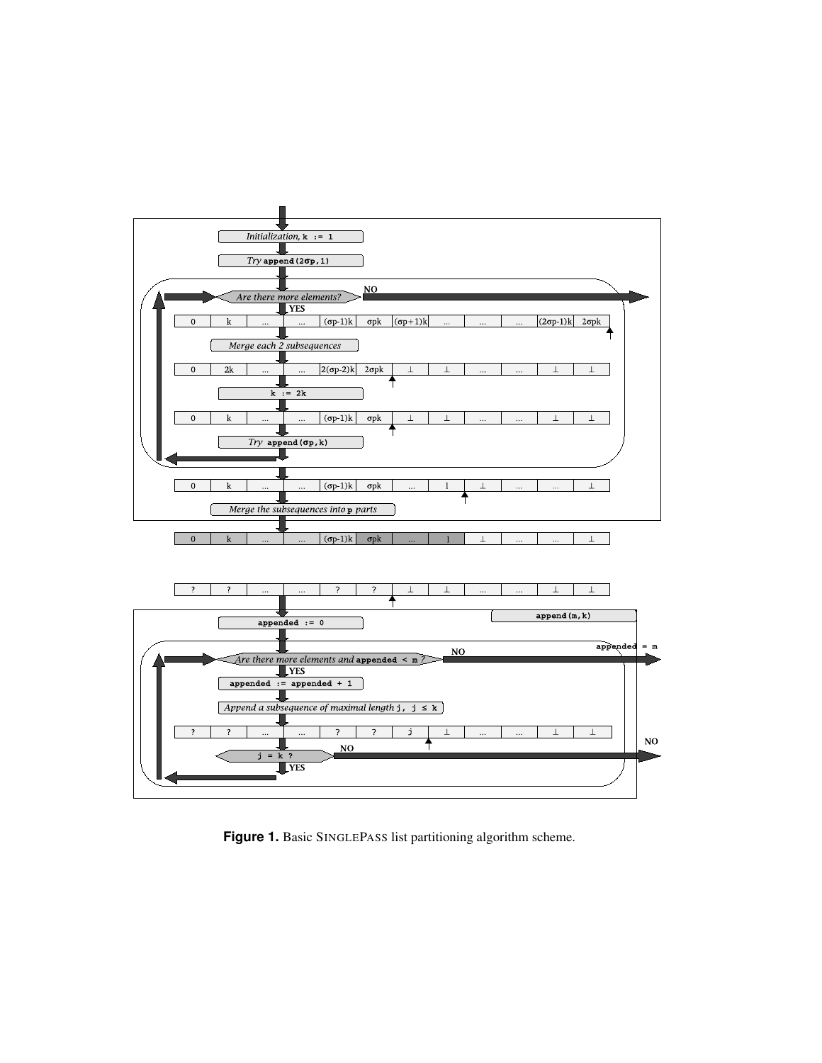**Figure 1.** Basic SINGLEPASS list partitioning algorithm scheme.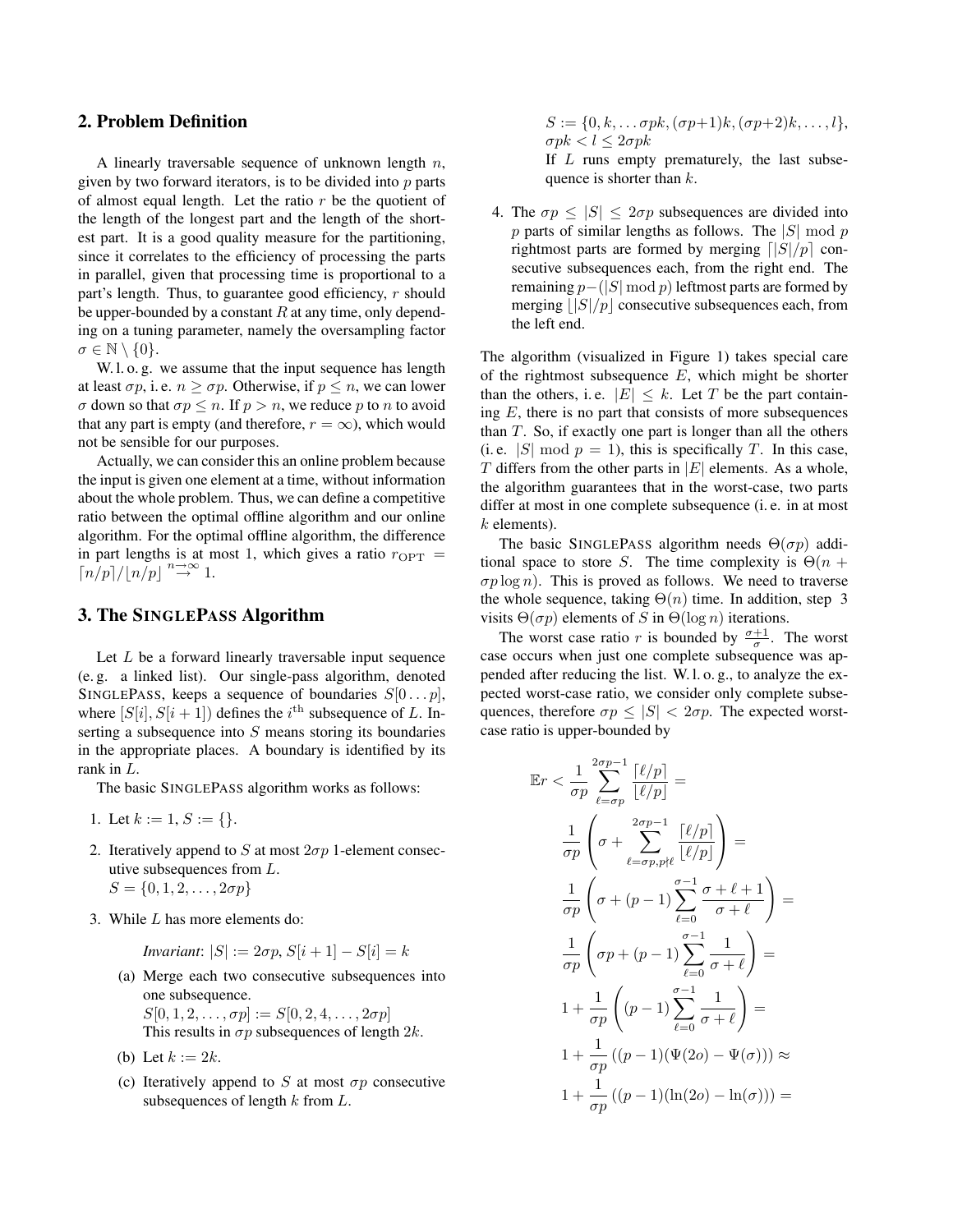## 2. Problem Definition

A linearly traversable sequence of unknown length $n$, given by two forward iterators, is to be divided into $p$ parts of almost equal length. Let the ratio $r$ be the quotient of the length of the longest part and the length of the shortest part. It is a good quality measure for the partitioning, since it correlates to the efficiency of processing the parts in parallel, given that processing time is proportional to a part's length. Thus, to guarantee good efficiency, $r$ should be upper-bounded by a constant $R$ at any time, only depending on a tuning parameter, namely the oversampling factor $\sigma \in \mathbb{N} \setminus \{0\}$.

W. l. o. g. we assume that the input sequence has length at least $\sigma p$, i. e. $n \geq \sigma p$. Otherwise, if $p \leq n$, we can lower $\sigma$ down so that $\sigma p \leq n$. If $p > n$, we reduce $p$ to $n$ to avoid that any part is empty (and therefore, $r = \infty$), which would not be sensible for our purposes.

Actually, we can consider this an online problem because the input is given one element at a time, without information about the whole problem. Thus, we can define a competitive ratio between the optimal offline algorithm and our online algorithm. For the optimal offline algorithm, the difference in part lengths is at most 1, which gives a ratio $r_{\text{OPT}} = \lceil n/p \rceil / \lfloor n/p \rfloor \overset{n \to \infty}{\to} 1$.

## 3. The SinglePass Algorithm

Let $L$ be a forward linearly traversable input sequence (e. g. a linked list). Our single-pass algorithm, denoted SinglePass, keeps a sequence of boundaries $S[0 \dots p]$, where $[S[i], S[i+1])$ defines the $i^{\text{th}}$ subsequence of $L$. Inserting a subsequence into $S$ means storing its boundaries in the appropriate places. A boundary is identified by its rank in $L$.

The basic SinglePass algorithm works as follows:

1. Let $k := 1$, $S := \{\}$.
2. Iteratively append to $S$ at most $2\sigma p$ 1-element consecutive subsequences from $L$.
   $S = \{0, 1, 2, \dots, 2\sigma p\}$
3. While $L$ has more elements do:

   *Invariant*: $|S| := 2\sigma p$, $S[i+1] - S[i] = k$

   (a) Merge each two consecutive subsequences into one subsequence.
   $S[0, 1, 2, \dots, \sigma p] := S[0, 2, 4, \dots, 2\sigma p]$
   This results in $\sigma p$ subsequences of length $2k$.

   (b) Let $k := 2k$.

   (c) Iteratively append to $S$ at most $\sigma p$ consecutive subsequences of length $k$ from $L$.
   $S := \{0, k, \dots \sigma pk, (\sigma p{+}1)k, (\sigma p{+}2)k, \dots, l\}$, $\sigma pk < l \leq 2\sigma pk$
   If $L$ runs empty prematurely, the last subsequence is shorter than $k$.

4. The $\sigma p \leq |S| \leq 2\sigma p$ subsequences are divided into $p$ parts of similar lengths as follows. The $|S| \bmod p$ rightmost parts are formed by merging $\lceil |S|/p \rceil$ consecutive subsequences each, from the right end. The remaining $p - (|S| \bmod p)$ leftmost parts are formed by merging $\lfloor |S|/p \rfloor$ consecutive subsequences each, from the left end.

The algorithm (visualized in Figure 1) takes special care of the rightmost subsequence $E$, which might be shorter than the others, i. e. $|E| \leq k$. Let $T$ be the part containing $E$, there is no part that consists of more subsequences than $T$. So, if exactly one part is longer than all the others (i. e. $|S| \bmod p = 1$), this is specifically $T$. In this case, $T$ differs from the other parts in $|E|$ elements. As a whole, the algorithm guarantees that in the worst-case, two parts differ at most in one complete subsequence (i. e. in at most $k$ elements).

The basic SinglePass algorithm needs $\Theta(\sigma p)$ additional space to store $S$. The time complexity is $\Theta(n + \sigma p \log n)$. This is proved as follows. We need to traverse the whole sequence, taking $\Theta(n)$ time. In addition, step 3 visits $\Theta(\sigma p)$ elements of $S$ in $\Theta(\log n)$ iterations.

The worst case ratio $r$ is bounded by $\frac{\sigma+1}{\sigma}$. The worst case occurs when just one complete subsequence was appended after reducing the list. W. l. o. g., to analyze the expected worst-case ratio, we consider only complete subsequences, therefore $\sigma p \leq |S| < 2\sigma p$. The expected worst-case ratio is upper-bounded by

$$
\begin{aligned}
\mathbb{E}r &< \frac{1}{\sigma p} \sum_{\ell=\sigma p}^{2\sigma p-1} \frac{\lceil \ell/p \rceil}{\lfloor \ell/p \rfloor} = \\
&\frac{1}{\sigma p} \left( \sigma + \sum_{\ell=\sigma p, p \nmid \ell}^{2\sigma p-1} \frac{\lceil \ell/p \rceil}{\lfloor \ell/p \rfloor} \right) = \\
&\frac{1}{\sigma p} \left( \sigma + (p-1) \sum_{\ell=0}^{\sigma-1} \frac{\sigma+\ell+1}{\sigma+\ell} \right) = \\
&\frac{1}{\sigma p} \left( \sigma p + (p-1) \sum_{\ell=0}^{\sigma-1} \frac{1}{\sigma+\ell} \right) = \\
&1 + \frac{1}{\sigma p} \left( (p-1) \sum_{\ell=0}^{\sigma-1} \frac{1}{\sigma+\ell} \right) = \\
&1 + \frac{1}{\sigma p} \left( (p-1)(\Psi(2o) - \Psi(\sigma)) \right) \approx \\
&1 + \frac{1}{\sigma p} \left( (p-1)(\ln(2o) - \ln(\sigma)) \right) =
\end{aligned}
$$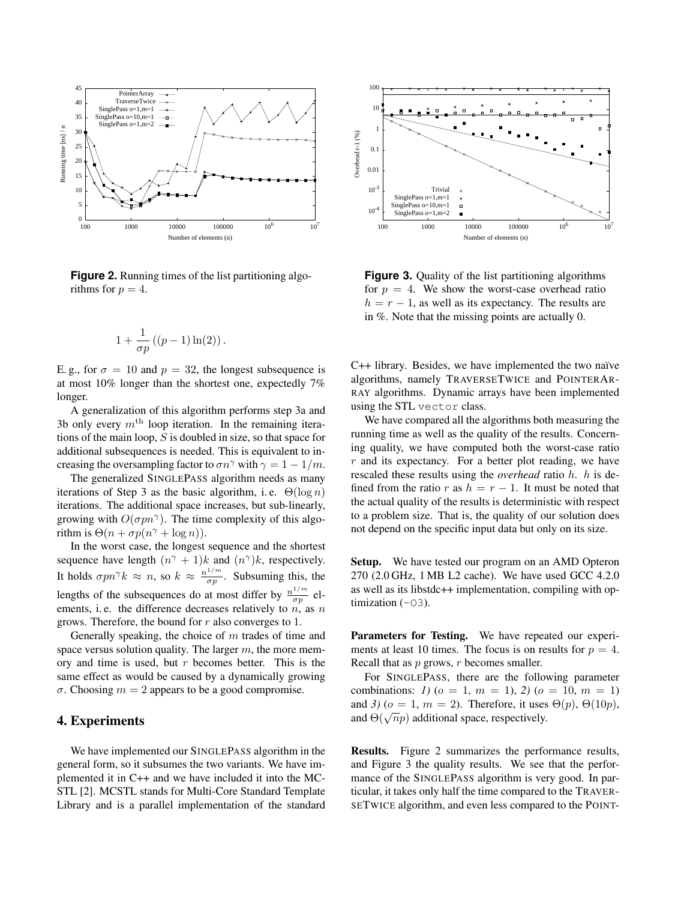Figure 2. Running times of the list partitioning algorithms for $p = 4$.

Figure 3. Quality of the list partitioning algorithms for $p = 4$. We show the worst-case overhead ratio $h = r - 1$, as well as its expectancy. The results are in %. Note that the missing points are actually 0.

$$1 + \frac{1}{\sigma p}\left((p-1)\ln(2)\right).$$

E. g., for $\sigma = 10$ and $p = 32$, the longest subsequence is at most 10% longer than the shortest one, expectedly 7% longer.

A generalization of this algorithm performs step 3a and 3b only every $m^{\text{th}}$ loop iteration. In the remaining iterations of the main loop, $S$ is doubled in size, so that space for additional subsequences is needed. This is equivalent to increasing the oversampling factor to $\sigma n^{\gamma}$ with $\gamma = 1 - 1/m$.

The generalized SINGLEPASS algorithm needs as many iterations of Step 3 as the basic algorithm, i. e. $\Theta(\log n)$ iterations. The additional space increases, but sub-linearly, growing with $O(\sigma p n^{\gamma})$. The time complexity of this algorithm is $\Theta(n + \sigma p(n^{\gamma} + \log n))$.

In the worst case, the longest sequence and the shortest sequence have length $(n^{\gamma} + 1)k$ and $(n^{\gamma})k$, respectively. It holds $\sigma p n^{\gamma} k \approx n$, so $k \approx \frac{n^{1/m}}{\sigma p}$. Subsuming this, the lengths of the subsequences do at most differ by $\frac{n^{1/m}}{\sigma p}$ elements, i. e. the difference decreases relatively to $n$, as $n$ grows. Therefore, the bound for $r$ also converges to 1.

Generally speaking, the choice of $m$ trades of time and space versus solution quality. The larger $m$, the more memory and time is used, but $r$ becomes better. This is the same effect as would be caused by a dynamically growing $\sigma$. Choosing $m = 2$ appears to be a good compromise.

## 4. Experiments

We have implemented our SINGLEPASS algorithm in the general form, so it subsumes the two variants. We have implemented it in C++ and we have included it into the MCSTL [2]. MCSTL stands for Multi-Core Standard Template Library and is a parallel implementation of the standard C++ library. Besides, we have implemented the two naïve algorithms, namely TRAVERSETWICE and POINTERARRAY algorithms. Dynamic arrays have been implemented using the STL `vector` class.

We have compared all the algorithms both measuring the running time as well as the quality of the results. Concerning quality, we have computed both the worst-case ratio $r$ and its expectancy. For a better plot reading, we have rescaled these results using the *overhead* ratio $h$. $h$ is defined from the ratio $r$ as $h = r - 1$. It must be noted that the actual quality of the results is deterministic with respect to a problem size. That is, the quality of our solution does not depend on the specific input data but only on its size.

**Setup.** We have tested our program on an AMD Opteron 270 (2.0 GHz, 1 MB L2 cache). We have used GCC 4.2.0 as well as its libstdc++ implementation, compiling with optimization (`-O3`).

**Parameters for Testing.** We have repeated our experiments at least 10 times. The focus is on results for $p = 4$. Recall that as $p$ grows, $r$ becomes smaller.

For SINGLEPASS, there are the following parameter combinations: *1)* ($o = 1$, $m = 1$), *2)* ($o = 10$, $m = 1$) and *3)* ($o = 1$, $m = 2$). Therefore, it uses $\Theta(p)$, $\Theta(10p)$, and $\Theta(\sqrt{np})$ additional space, respectively.

**Results.** Figure 2 summarizes the performance results, and Figure 3 the quality results. We see that the performance of the SINGLEPASS algorithm is very good. In particular, it takes only half the time compared to the TRAVERSETWICE algorithm, and even less compared to the POINT-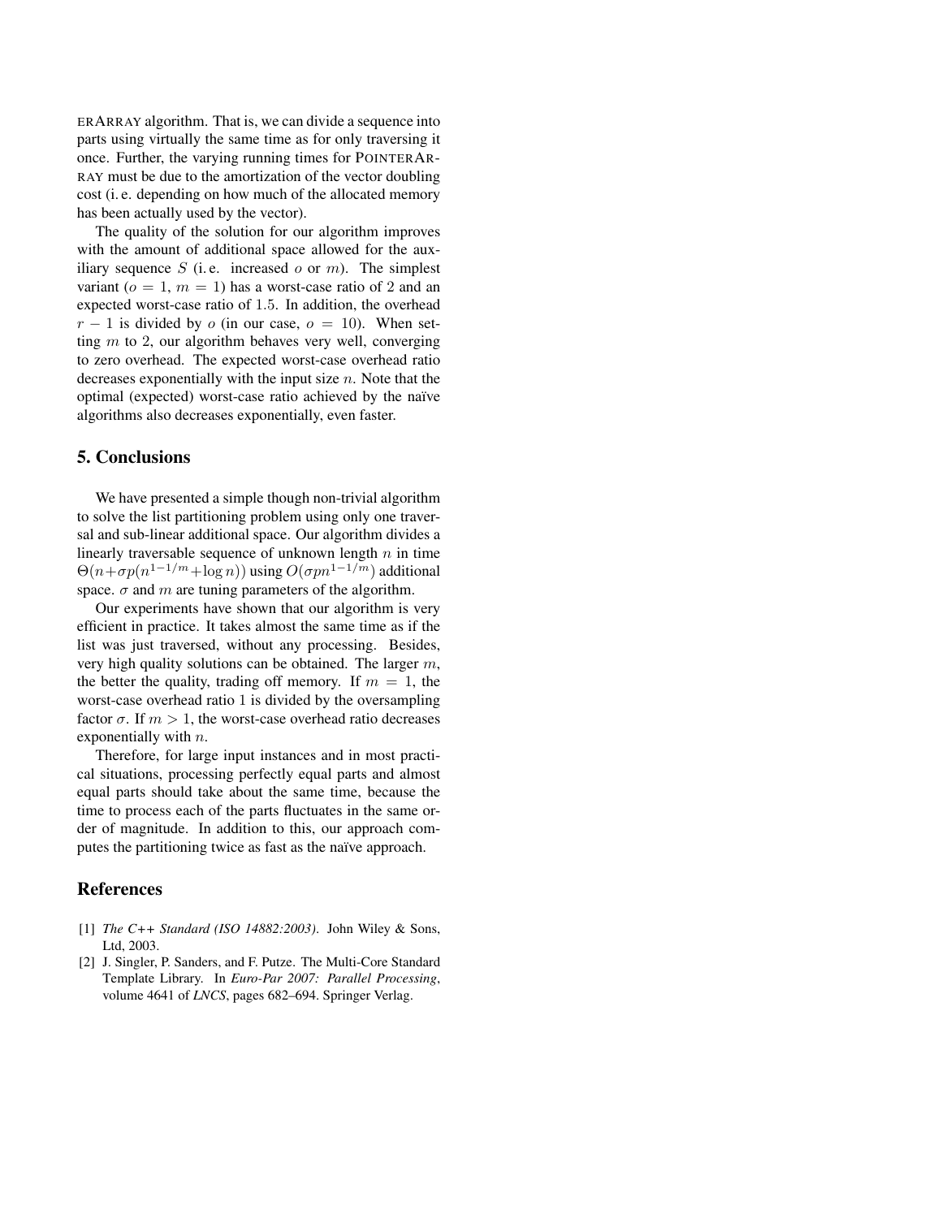ERARRAY algorithm. That is, we can divide a sequence into parts using virtually the same time as for only traversing it once. Further, the varying running times for POINTERARRAY must be due to the amortization of the vector doubling cost (i. e. depending on how much of the allocated memory has been actually used by the vector).

The quality of the solution for our algorithm improves with the amount of additional space allowed for the auxiliary sequence $S$ (i. e. increased $o$ or $m$). The simplest variant ($o = 1$, $m = 1$) has a worst-case ratio of 2 and an expected worst-case ratio of 1.5. In addition, the overhead $r - 1$ is divided by $o$ (in our case, $o = 10$). When setting $m$ to 2, our algorithm behaves very well, converging to zero overhead. The expected worst-case overhead ratio decreases exponentially with the input size $n$. Note that the optimal (expected) worst-case ratio achieved by the naïve algorithms also decreases exponentially, even faster.

## 5. Conclusions

We have presented a simple though non-trivial algorithm to solve the list partitioning problem using only one traversal and sub-linear additional space. Our algorithm divides a linearly traversable sequence of unknown length $n$ in time $\Theta(n+\sigma p(n^{1-1/m}+\log n))$ using $O(\sigma p n^{1-1/m})$ additional space. $\sigma$ and $m$ are tuning parameters of the algorithm.

Our experiments have shown that our algorithm is very efficient in practice. It takes almost the same time as if the list was just traversed, without any processing. Besides, very high quality solutions can be obtained. The larger $m$, the better the quality, trading off memory. If $m = 1$, the worst-case overhead ratio 1 is divided by the oversampling factor $\sigma$. If $m > 1$, the worst-case overhead ratio decreases exponentially with $n$.

Therefore, for large input instances and in most practical situations, processing perfectly equal parts and almost equal parts should take about the same time, because the time to process each of the parts fluctuates in the same order of magnitude. In addition to this, our approach computes the partitioning twice as fast as the naïve approach.

## References

[1] *The C++ Standard (ISO 14882:2003)*. John Wiley & Sons, Ltd, 2003.

[2] J. Singler, P. Sanders, and F. Putze. The Multi-Core Standard Template Library. In *Euro-Par 2007: Parallel Processing*, volume 4641 of *LNCS*, pages 682–694. Springer Verlag.